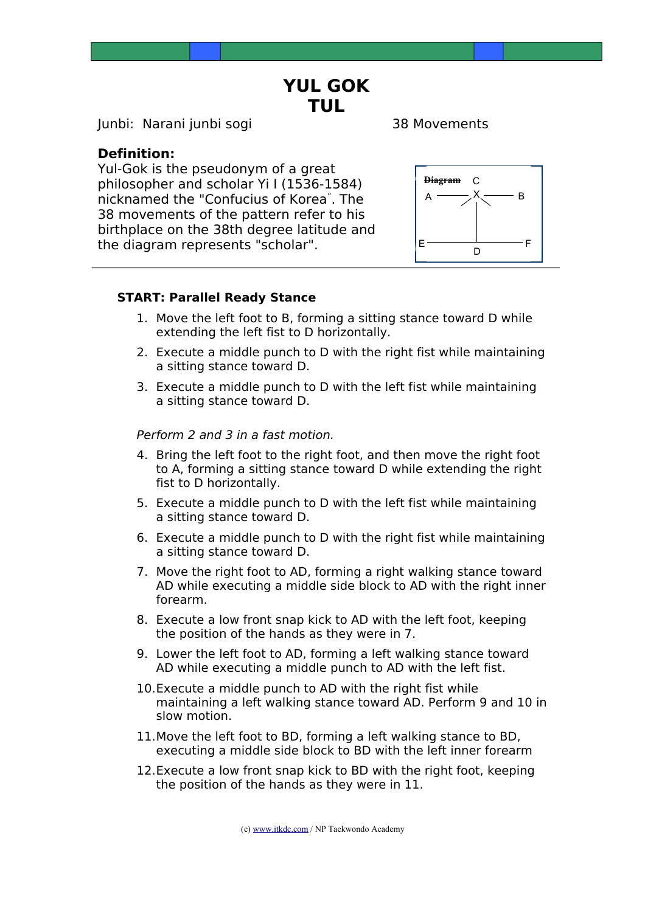# YUL GOK TUL

Junbi: Narani junbi sogi 38 Movements

**Definition:**
Yul-Gok is the pseudonym of a great philosopher and scholar Yi I (1536-1584) nicknamed the "Confucius of Korea". The 38 movements of the pattern refer to his birthplace on the 38th degree latitude and the diagram represents "scholar".

~~Diagram~~ C
A X B
E D F

**START: Parallel Ready Stance**

1. Move the left foot to B, forming a sitting stance toward D while extending the left fist to D horizontally.
2. Execute a middle punch to D with the right fist while maintaining a sitting stance toward D.
3. Execute a middle punch to D with the left fist while maintaining a sitting stance toward D.

*Perform 2 and 3 in a fast motion.*

4. Bring the left foot to the right foot, and then move the right foot to A, forming a sitting stance toward D while extending the right fist to D horizontally.
5. Execute a middle punch to D with the left fist while maintaining a sitting stance toward D.
6. Execute a middle punch to D with the right fist while maintaining a sitting stance toward D.
7. Move the right foot to AD, forming a right walking stance toward AD while executing a middle side block to AD with the right inner forearm.
8. Execute a low front snap kick to AD with the left foot, keeping the position of the hands as they were in 7.
9. Lower the left foot to AD, forming a left walking stance toward AD while executing a middle punch to AD with the left fist.
10. Execute a middle punch to AD with the right fist while maintaining a left walking stance toward AD. Perform 9 and 10 in slow motion.
11. Move the left foot to BD, forming a left walking stance to BD, executing a middle side block to BD with the left inner forearm
12. Execute a low front snap kick to BD with the right foot, keeping the position of the hands as they were in 11.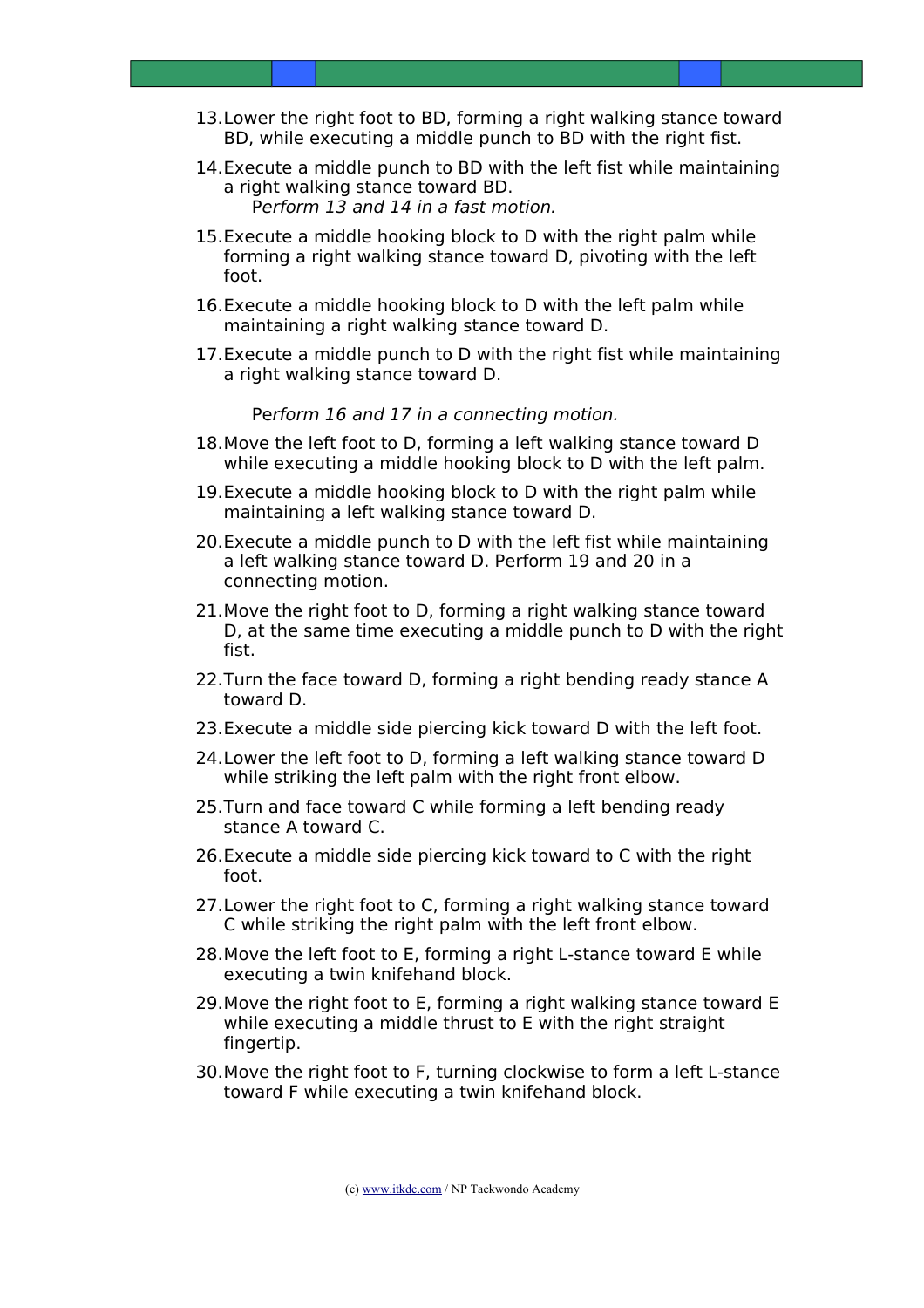13. Lower the right foot to BD, forming a right walking stance toward BD, while executing a middle punch to BD with the right fist.

14. Execute a middle punch to BD with the left fist while maintaining a right walking stance toward BD.
    *Perform 13 and 14 in a fast motion.*

15. Execute a middle hooking block to D with the right palm while forming a right walking stance toward D, pivoting with the left foot.

16. Execute a middle hooking block to D with the left palm while maintaining a right walking stance toward D.

17. Execute a middle punch to D with the right fist while maintaining a right walking stance toward D.

    *Perform 16 and 17 in a connecting motion.*

18. Move the left foot to D, forming a left walking stance toward D while executing a middle hooking block to D with the left palm.

19. Execute a middle hooking block to D with the right palm while maintaining a left walking stance toward D.

20. Execute a middle punch to D with the left fist while maintaining a left walking stance toward D. Perform 19 and 20 in a connecting motion.

21. Move the right foot to D, forming a right walking stance toward D, at the same time executing a middle punch to D with the right fist.

22. Turn the face toward D, forming a right bending ready stance A toward D.

23. Execute a middle side piercing kick toward D with the left foot.

24. Lower the left foot to D, forming a left walking stance toward D while striking the left palm with the right front elbow.

25. Turn and face toward C while forming a left bending ready stance A toward C.

26. Execute a middle side piercing kick toward to C with the right foot.

27. Lower the right foot to C, forming a right walking stance toward C while striking the right palm with the left front elbow.

28. Move the left foot to E, forming a right L-stance toward E while executing a twin knifehand block.

29. Move the right foot to E, forming a right walking stance toward E while executing a middle thrust to E with the right straight fingertip.

30. Move the right foot to F, turning clockwise to form a left L-stance toward F while executing a twin knifehand block.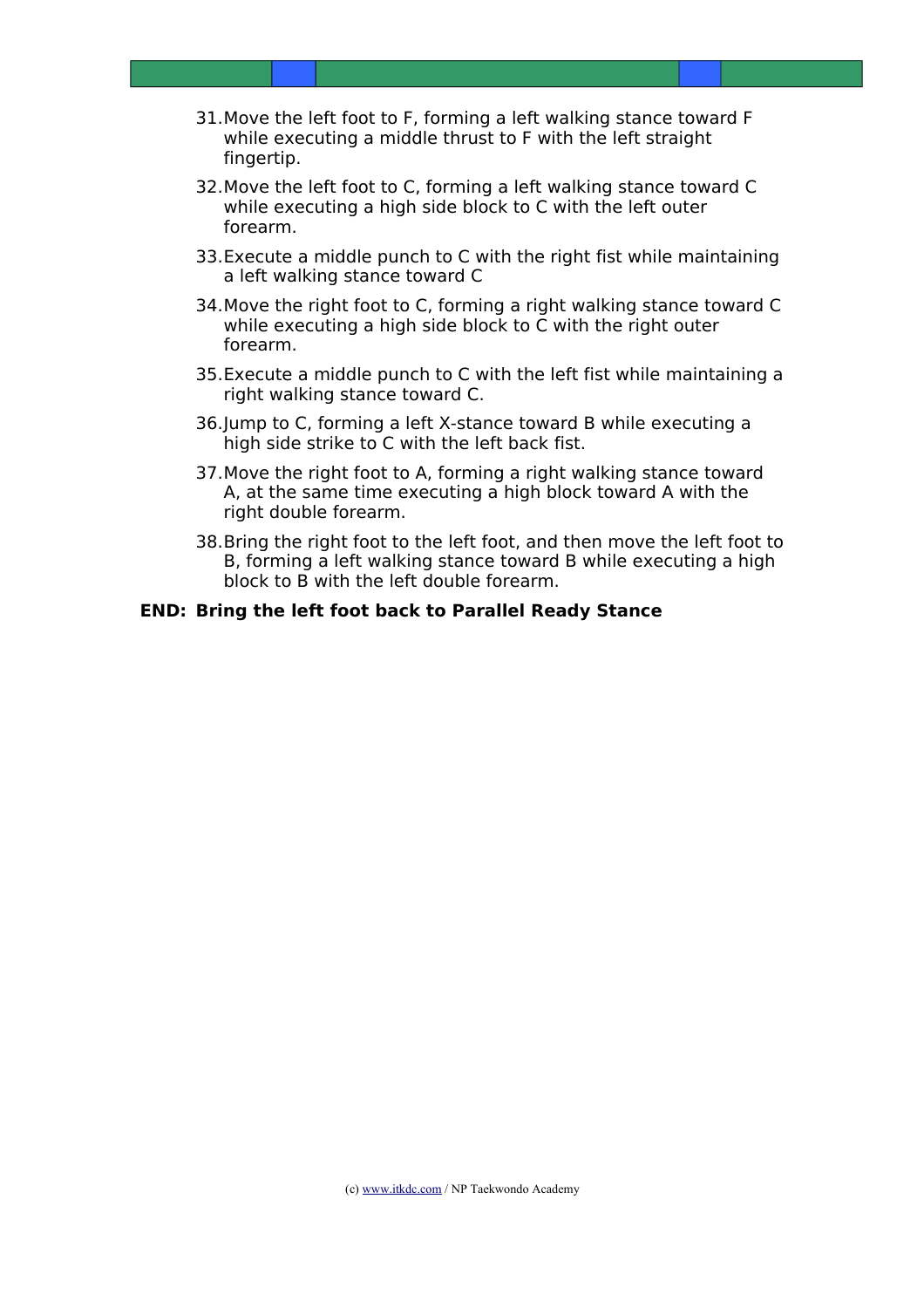31. Move the left foot to F, forming a left walking stance toward F while executing a middle thrust to F with the left straight fingertip.
32. Move the left foot to C, forming a left walking stance toward C while executing a high side block to C with the left outer forearm.
33. Execute a middle punch to C with the right fist while maintaining a left walking stance toward C
34. Move the right foot to C, forming a right walking stance toward C while executing a high side block to C with the right outer forearm.
35. Execute a middle punch to C with the left fist while maintaining a right walking stance toward C.
36. Jump to C, forming a left X-stance toward B while executing a high side strike to C with the left back fist.
37. Move the right foot to A, forming a right walking stance toward A, at the same time executing a high block toward A with the right double forearm.
38. Bring the right foot to the left foot, and then move the left foot to B, forming a left walking stance toward B while executing a high block to B with the left double forearm.

**END: Bring the left foot back to Parallel Ready Stance**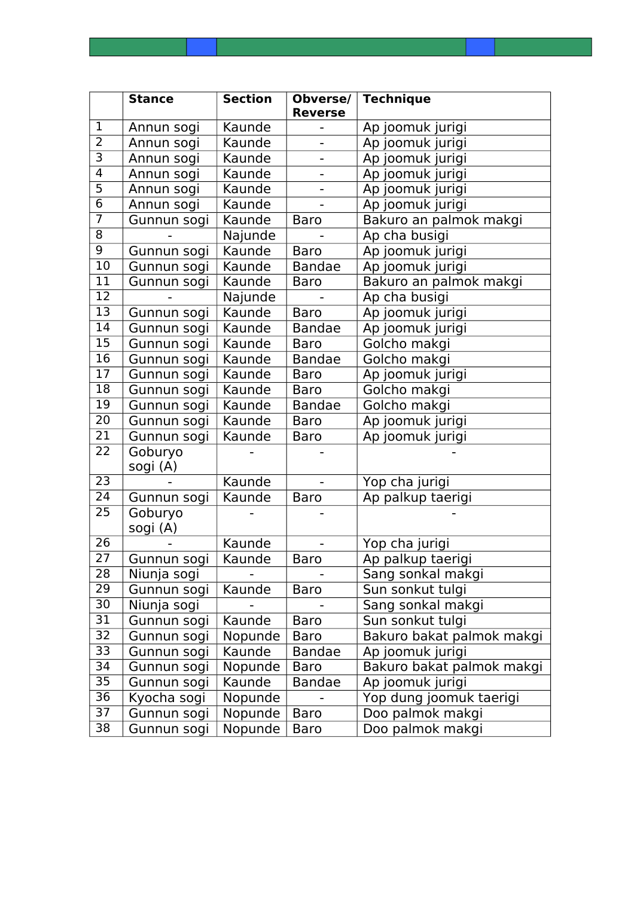|  | Stance | Section | Obverse/ Reverse | Technique |
|---|---|---|---|---|
| 1 | Annun sogi | Kaunde | - | Ap joomuk jurigi |
| 2 | Annun sogi | Kaunde | - | Ap joomuk jurigi |
| 3 | Annun sogi | Kaunde | - | Ap joomuk jurigi |
| 4 | Annun sogi | Kaunde | - | Ap joomuk jurigi |
| 5 | Annun sogi | Kaunde | - | Ap joomuk jurigi |
| 6 | Annun sogi | Kaunde | - | Ap joomuk jurigi |
| 7 | Gunnun sogi | Kaunde | Baro | Bakuro an palmok makgi |
| 8 | - | Najunde | - | Ap cha busigi |
| 9 | Gunnun sogi | Kaunde | Baro | Ap joomuk jurigi |
| 10 | Gunnun sogi | Kaunde | Bandae | Ap joomuk jurigi |
| 11 | Gunnun sogi | Kaunde | Baro | Bakuro an palmok makgi |
| 12 | - | Najunde | - | Ap cha busigi |
| 13 | Gunnun sogi | Kaunde | Baro | Ap joomuk jurigi |
| 14 | Gunnun sogi | Kaunde | Bandae | Ap joomuk jurigi |
| 15 | Gunnun sogi | Kaunde | Baro | Golcho makgi |
| 16 | Gunnun sogi | Kaunde | Bandae | Golcho makgi |
| 17 | Gunnun sogi | Kaunde | Baro | Ap joomuk jurigi |
| 18 | Gunnun sogi | Kaunde | Baro | Golcho makgi |
| 19 | Gunnun sogi | Kaunde | Bandae | Golcho makgi |
| 20 | Gunnun sogi | Kaunde | Baro | Ap joomuk jurigi |
| 21 | Gunnun sogi | Kaunde | Baro | Ap joomuk jurigi |
| 22 | Goburyo sogi (A) | - | - | - |
| 23 | - | Kaunde | - | Yop cha jurigi |
| 24 | Gunnun sogi | Kaunde | Baro | Ap palkup taerigi |
| 25 | Goburyo sogi (A) | - | - | - |
| 26 | - | Kaunde | - | Yop cha jurigi |
| 27 | Gunnun sogi | Kaunde | Baro | Ap palkup taerigi |
| 28 | Niunja sogi | - | - | Sang sonkal makgi |
| 29 | Gunnun sogi | Kaunde | Baro | Sun sonkut tulgi |
| 30 | Niunja sogi | - | - | Sang sonkal makgi |
| 31 | Gunnun sogi | Kaunde | Baro | Sun sonkut tulgi |
| 32 | Gunnun sogi | Nopunde | Baro | Bakuro bakat palmok makgi |
| 33 | Gunnun sogi | Kaunde | Bandae | Ap joomuk jurigi |
| 34 | Gunnun sogi | Nopunde | Baro | Bakuro bakat palmok makgi |
| 35 | Gunnun sogi | Kaunde | Bandae | Ap joomuk jurigi |
| 36 | Kyocha sogi | Nopunde | - | Yop dung joomuk taerigi |
| 37 | Gunnun sogi | Nopunde | Baro | Doo palmok makgi |
| 38 | Gunnun sogi | Nopunde | Baro | Doo palmok makgi |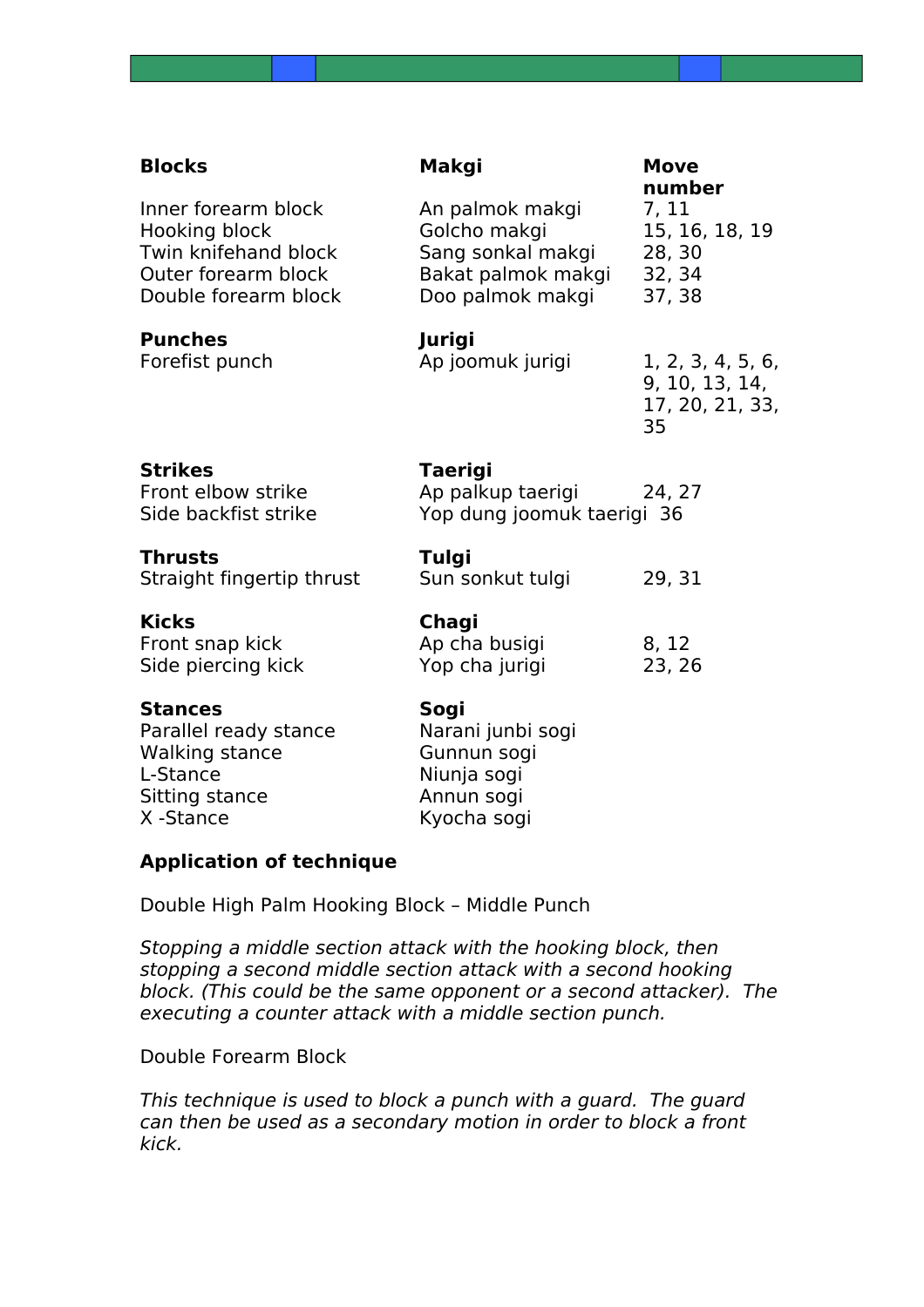| Blocks | Makgi | Move number |
|---|---|---|
| Inner forearm block | An palmok makgi | 7, 11 |
| Hooking block | Golcho makgi | 15, 16, 18, 19 |
| Twin knifehand block | Sang sonkal makgi | 28, 30 |
| Outer forearm block | Bakat palmok makgi | 32, 34 |
| Double forearm block | Doo palmok makgi | 37, 38 |
| **Punches** | **Jurigi** | |
| Forefist punch | Ap joomuk jurigi | 1, 2, 3, 4, 5, 6, 9, 10, 13, 14, 17, 20, 21, 33, 35 |
| **Strikes** | **Taerigi** | |
| Front elbow strike | Ap palkup taerigi | 24, 27 |
| Side backfist strike | Yop dung joomuk taerigi | 36 |
| **Thrusts** | **Tulgi** | |
| Straight fingertip thrust | Sun sonkut tulgi | 29, 31 |
| **Kicks** | **Chagi** | |
| Front snap kick | Ap cha busigi | 8, 12 |
| Side piercing kick | Yop cha jurigi | 23, 26 |
| **Stances** | **Sogi** | |
| Parallel ready stance | Narani junbi sogi | |
| Walking stance | Gunnun sogi | |
| L-Stance | Niunja sogi | |
| Sitting stance | Annun sogi | |
| X -Stance | Kyocha sogi | |

**Application of technique**

Double High Palm Hooking Block – Middle Punch

*Stopping a middle section attack with the hooking block, then stopping a second middle section attack with a second hooking block. (This could be the same opponent or a second attacker). The executing a counter attack with a middle section punch.*

Double Forearm Block

*This technique is used to block a punch with a guard. The guard can then be used as a secondary motion in order to block a front kick.*